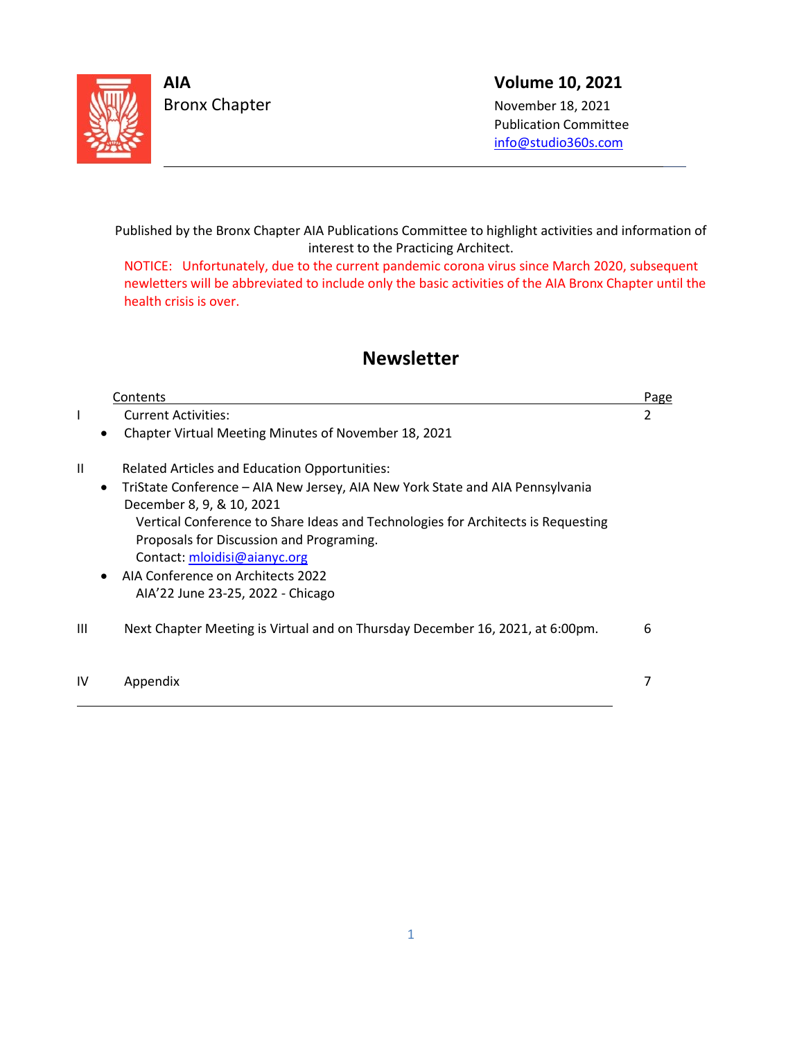**AIA**
Bronx Chapter

**Volume 10, 2021**
November 18, 2021
Publication Committee
info@studio360s.com

---

Published by the Bronx Chapter AIA Publications Committee to highlight activities and information of interest to the Practicing Architect.

NOTICE: Unfortunately, due to the current pandemic corona virus since March 2020, subsequent newletters will be abbreviated to include only the basic activities of the AIA Bronx Chapter until the health crisis is over.

# Newsletter

| | Contents | Page |
|---|---|---|
| I | Current Activities: | 2 |
| | • Chapter Virtual Meeting Minutes of November 18, 2021 | |
| II | Related Articles and Education Opportunities: | |
| | • TriState Conference – AIA New Jersey, AIA New York State and AIA Pennsylvania December 8, 9, & 10, 2021<br>Vertical Conference to Share Ideas and Technologies for Architects is Requesting Proposals for Discussion and Programing.<br>Contact: mloidisi@aianyc.org | |
| | • AIA Conference on Architects 2022<br>AIA'22 June 23-25, 2022 - Chicago | |
| III | Next Chapter Meeting is Virtual and on Thursday December 16, 2021, at 6:00pm. | 6 |
| IV | Appendix | 7 |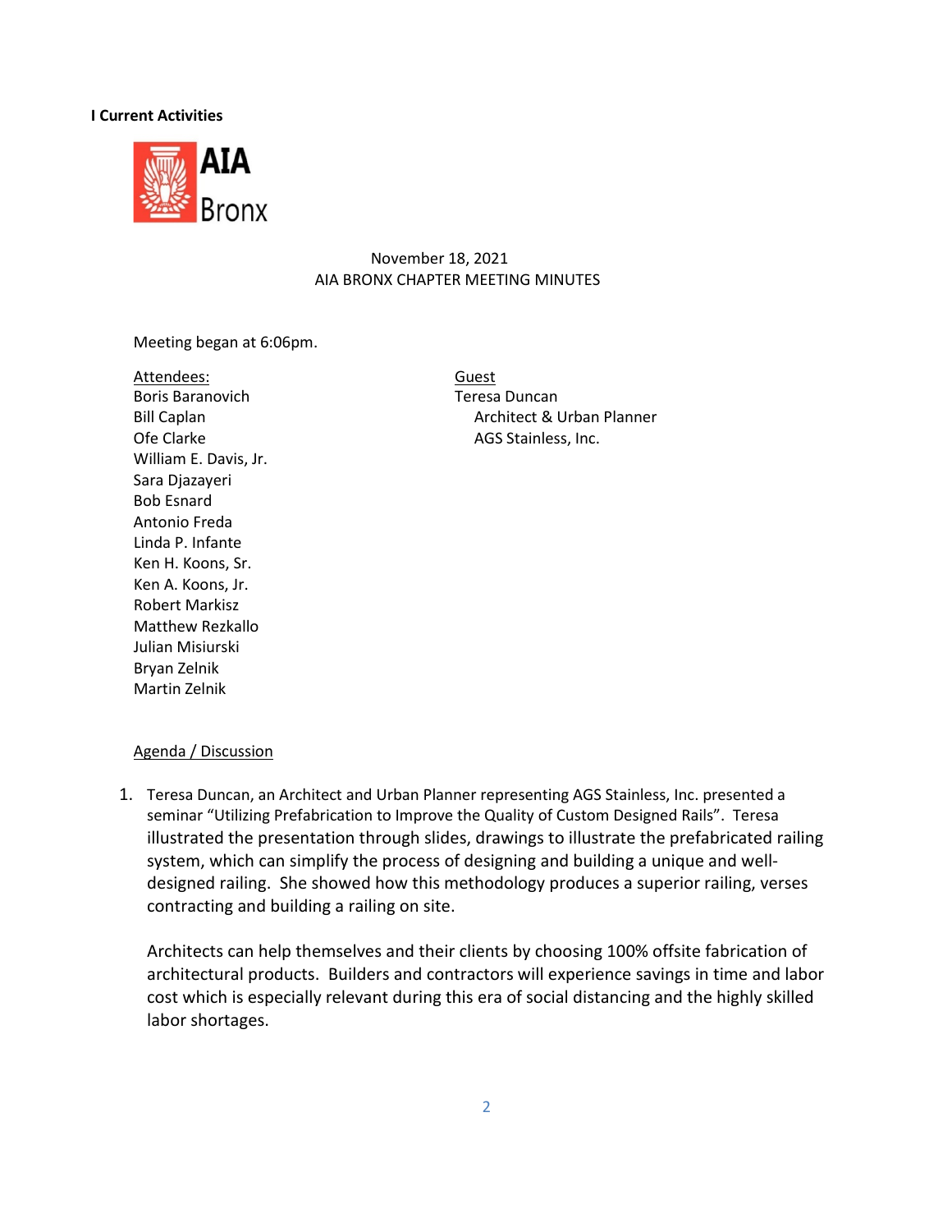**I Current Activities**

November 18, 2021
AIA BRONX CHAPTER MEETING MINUTES

Meeting began at 6:06pm.

Attendees:
Boris Baranovich
Bill Caplan
Ofe Clarke
William E. Davis, Jr.
Sara Djazayeri
Bob Esnard
Antonio Freda
Linda P. Infante
Ken H. Koons, Sr.
Ken A. Koons, Jr.
Robert Markisz
Matthew Rezkallo
Julian Misiurski
Bryan Zelnik
Martin Zelnik

Guest
Teresa Duncan
Architect & Urban Planner
AGS Stainless, Inc.

Agenda / Discussion

1. Teresa Duncan, an Architect and Urban Planner representing AGS Stainless, Inc. presented a seminar “Utilizing Prefabrication to Improve the Quality of Custom Designed Rails”. Teresa illustrated the presentation through slides, drawings to illustrate the prefabricated railing system, which can simplify the process of designing and building a unique and well-designed railing. She showed how this methodology produces a superior railing, verses contracting and building a railing on site.

   Architects can help themselves and their clients by choosing 100% offsite fabrication of architectural products. Builders and contractors will experience savings in time and labor cost which is especially relevant during this era of social distancing and the highly skilled labor shortages.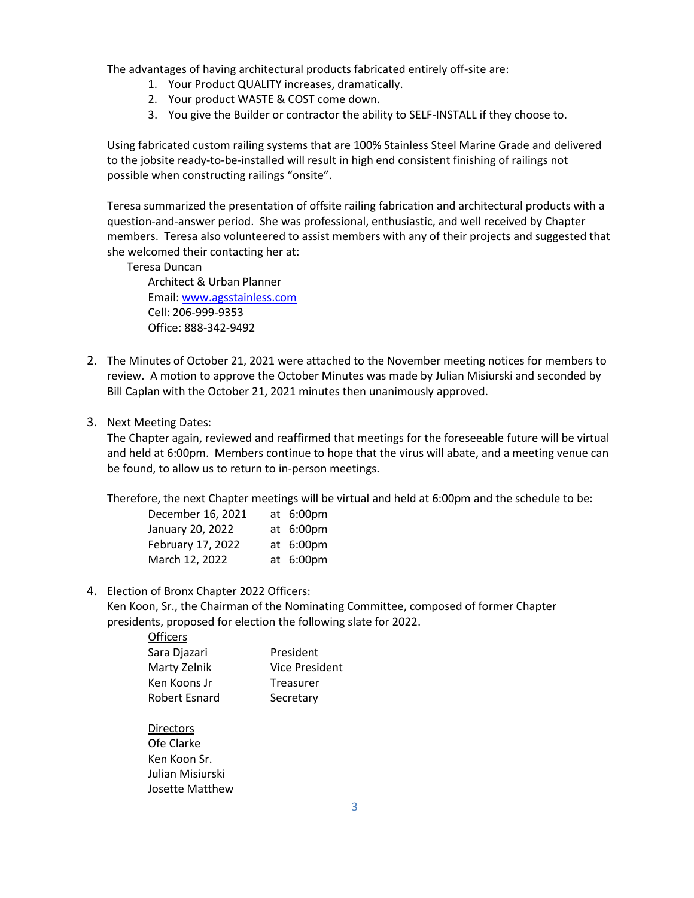The advantages of having architectural products fabricated entirely off-site are:

1. Your Product QUALITY increases, dramatically.
2. Your product WASTE & COST come down.
3. You give the Builder or contractor the ability to SELF-INSTALL if they choose to.

Using fabricated custom railing systems that are 100% Stainless Steel Marine Grade and delivered to the jobsite ready-to-be-installed will result in high end consistent finishing of railings not possible when constructing railings "onsite".

Teresa summarized the presentation of offsite railing fabrication and architectural products with a question-and-answer period. She was professional, enthusiastic, and well received by Chapter members. Teresa also volunteered to assist members with any of their projects and suggested that she welcomed their contacting her at:

Teresa Duncan
Architect & Urban Planner
Email: [www.agsstainless.com](www.agsstainless.com)
Cell: 206-999-9353
Office: 888-342-9492

2. The Minutes of October 21, 2021 were attached to the November meeting notices for members to review. A motion to approve the October Minutes was made by Julian Misiurski and seconded by Bill Caplan with the October 21, 2021 minutes then unanimously approved.

3. Next Meeting Dates:
   The Chapter again, reviewed and reaffirmed that meetings for the foreseeable future will be virtual and held at 6:00pm. Members continue to hope that the virus will abate, and a meeting venue can be found, to allow us to return to in-person meetings.

   Therefore, the next Chapter meetings will be virtual and held at 6:00pm and the schedule to be:

   | Date | Time |
   | --- | --- |
   | December 16, 2021 | at 6:00pm |
   | January 20, 2022 | at 6:00pm |
   | February 17, 2022 | at 6:00pm |
   | March 12, 2022 | at 6:00pm |

4. Election of Bronx Chapter 2022 Officers:
   Ken Koon, Sr., the Chairman of the Nominating Committee, composed of former Chapter presidents, proposed for election the following slate for 2022.

   Officers

   | Name | Office |
   | --- | --- |
   | Sara Djazari | President |
   | Marty Zelnik | Vice President |
   | Ken Koons Jr | Treasurer |
   | Robert Esnard | Secretary |

   Directors

   Ofe Clarke
   Ken Koon Sr.
   Julian Misiurski
   Josette Matthew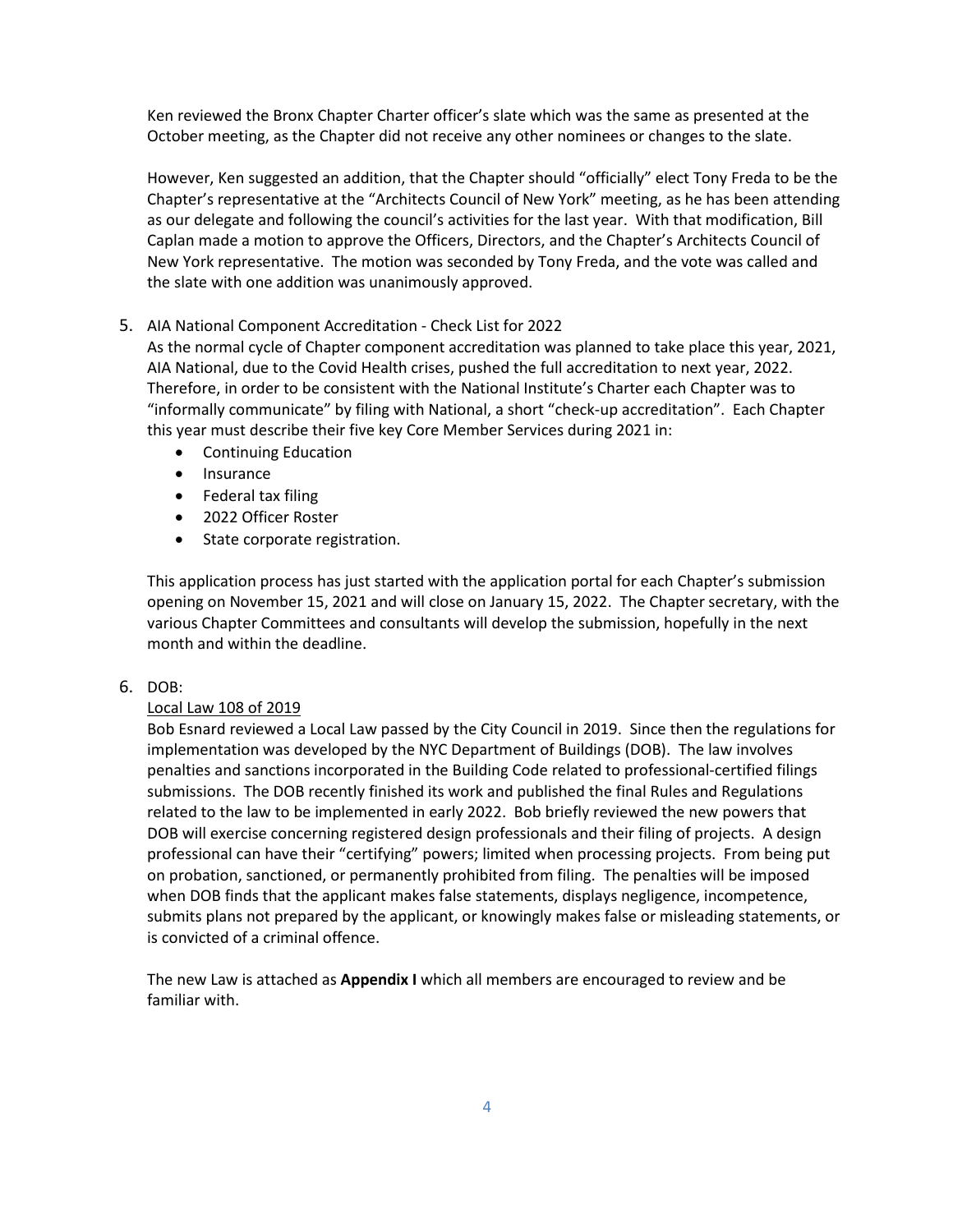Ken reviewed the Bronx Chapter Charter officer's slate which was the same as presented at the October meeting, as the Chapter did not receive any other nominees or changes to the slate.

However, Ken suggested an addition, that the Chapter should "officially" elect Tony Freda to be the Chapter's representative at the "Architects Council of New York" meeting, as he has been attending as our delegate and following the council's activities for the last year. With that modification, Bill Caplan made a motion to approve the Officers, Directors, and the Chapter's Architects Council of New York representative. The motion was seconded by Tony Freda, and the vote was called and the slate with one addition was unanimously approved.

5. AIA National Component Accreditation - Check List for 2022

   As the normal cycle of Chapter component accreditation was planned to take place this year, 2021, AIA National, due to the Covid Health crises, pushed the full accreditation to next year, 2022. Therefore, in order to be consistent with the National Institute's Charter each Chapter was to "informally communicate" by filing with National, a short "check-up accreditation". Each Chapter this year must describe their five key Core Member Services during 2021 in:

   - Continuing Education
   - Insurance
   - Federal tax filing
   - 2022 Officer Roster
   - State corporate registration.

   This application process has just started with the application portal for each Chapter's submission opening on November 15, 2021 and will close on January 15, 2022. The Chapter secretary, with the various Chapter Committees and consultants will develop the submission, hopefully in the next month and within the deadline.

6. DOB:

   Local Law 108 of 2019

   Bob Esnard reviewed a Local Law passed by the City Council in 2019. Since then the regulations for implementation was developed by the NYC Department of Buildings (DOB). The law involves penalties and sanctions incorporated in the Building Code related to professional-certified filings submissions. The DOB recently finished its work and published the final Rules and Regulations related to the law to be implemented in early 2022. Bob briefly reviewed the new powers that DOB will exercise concerning registered design professionals and their filing of projects. A design professional can have their "certifying" powers; limited when processing projects. From being put on probation, sanctioned, or permanently prohibited from filing. The penalties will be imposed when DOB finds that the applicant makes false statements, displays negligence, incompetence, submits plans not prepared by the applicant, or knowingly makes false or misleading statements, or is convicted of a criminal offence.

   The new Law is attached as **Appendix I** which all members are encouraged to review and be familiar with.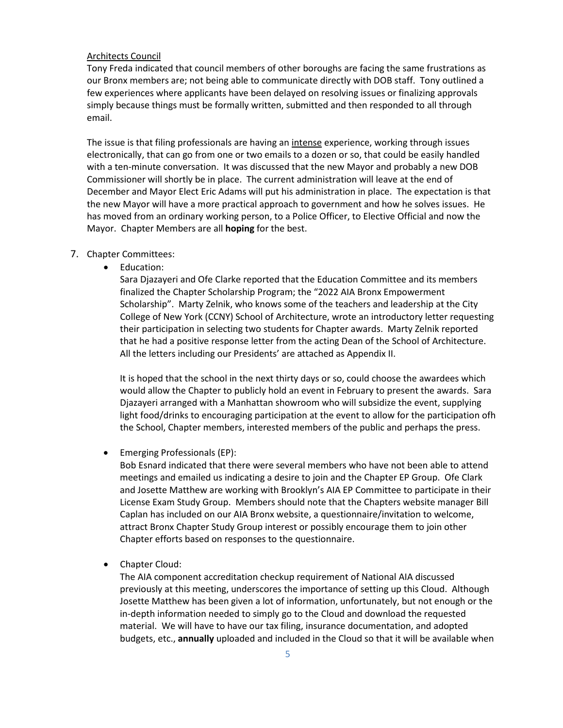Architects Council

Tony Freda indicated that council members of other boroughs are facing the same frustrations as our Bronx members are; not being able to communicate directly with DOB staff. Tony outlined a few experiences where applicants have been delayed on resolving issues or finalizing approvals simply because things must be formally written, submitted and then responded to all through email.

The issue is that filing professionals are having an intense experience, working through issues electronically, that can go from one or two emails to a dozen or so, that could be easily handled with a ten-minute conversation. It was discussed that the new Mayor and probably a new DOB Commissioner will shortly be in place. The current administration will leave at the end of December and Mayor Elect Eric Adams will put his administration in place. The expectation is that the new Mayor will have a more practical approach to government and how he solves issues. He has moved from an ordinary working person, to a Police Officer, to Elective Official and now the Mayor. Chapter Members are all **hoping** for the best.

7. Chapter Committees:
   - Education:
     Sara Djazayeri and Ofe Clarke reported that the Education Committee and its members finalized the Chapter Scholarship Program; the "2022 AIA Bronx Empowerment Scholarship". Marty Zelnik, who knows some of the teachers and leadership at the City College of New York (CCNY) School of Architecture, wrote an introductory letter requesting their participation in selecting two students for Chapter awards. Marty Zelnik reported that he had a positive response letter from the acting Dean of the School of Architecture. All the letters including our Presidents' are attached as Appendix II.

     It is hoped that the school in the next thirty days or so, could choose the awardees which would allow the Chapter to publicly hold an event in February to present the awards. Sara Djazayeri arranged with a Manhattan showroom who will subsidize the event, supplying light food/drinks to encouraging participation at the event to allow for the participation ofh the School, Chapter members, interested members of the public and perhaps the press.

   - Emerging Professionals (EP):
     Bob Esnard indicated that there were several members who have not been able to attend meetings and emailed us indicating a desire to join and the Chapter EP Group. Ofe Clark and Josette Matthew are working with Brooklyn's AIA EP Committee to participate in their License Exam Study Group. Members should note that the Chapters website manager Bill Caplan has included on our AIA Bronx website, a questionnaire/invitation to welcome, attract Bronx Chapter Study Group interest or possibly encourage them to join other Chapter efforts based on responses to the questionnaire.

   - Chapter Cloud:
     The AIA component accreditation checkup requirement of National AIA discussed previously at this meeting, underscores the importance of setting up this Cloud. Although Josette Matthew has been given a lot of information, unfortunately, but not enough or the in-depth information needed to simply go to the Cloud and download the requested material. We will have to have our tax filing, insurance documentation, and adopted budgets, etc., **annually** uploaded and included in the Cloud so that it will be available when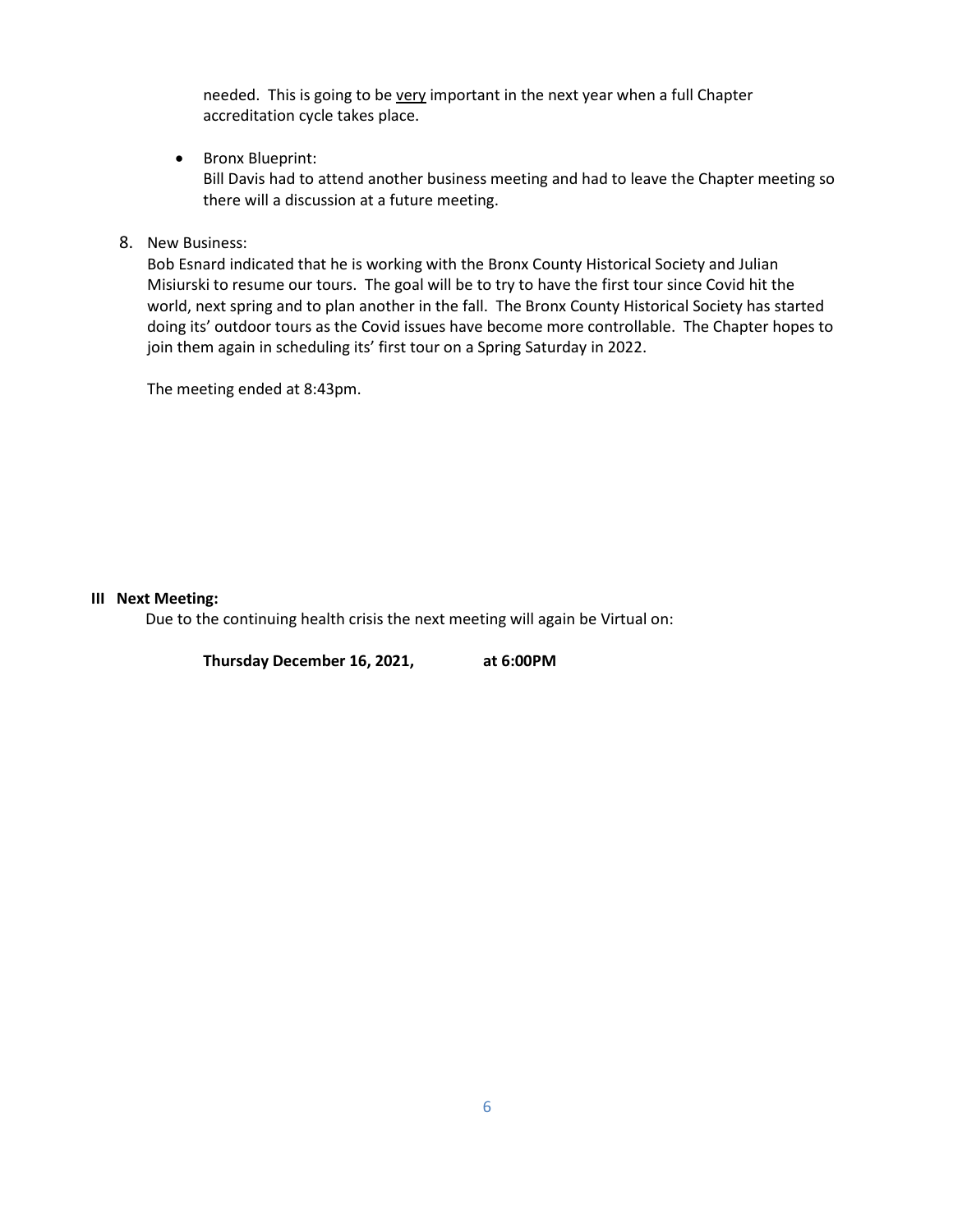needed. This is going to be <u>very</u> important in the next year when a full Chapter accreditation cycle takes place.

- Bronx Blueprint:
  Bill Davis had to attend another business meeting and had to leave the Chapter meeting so there will a discussion at a future meeting.

8. New Business:
   Bob Esnard indicated that he is working with the Bronx County Historical Society and Julian Misiurski to resume our tours. The goal will be to try to have the first tour since Covid hit the world, next spring and to plan another in the fall. The Bronx County Historical Society has started doing its' outdoor tours as the Covid issues have become more controllable. The Chapter hopes to join them again in scheduling its' first tour on a Spring Saturday in 2022.

   The meeting ended at 8:43pm.

**III Next Meeting:**

Due to the continuing health crisis the next meeting will again be Virtual on:

**Thursday December 16, 2021, at 6:00PM**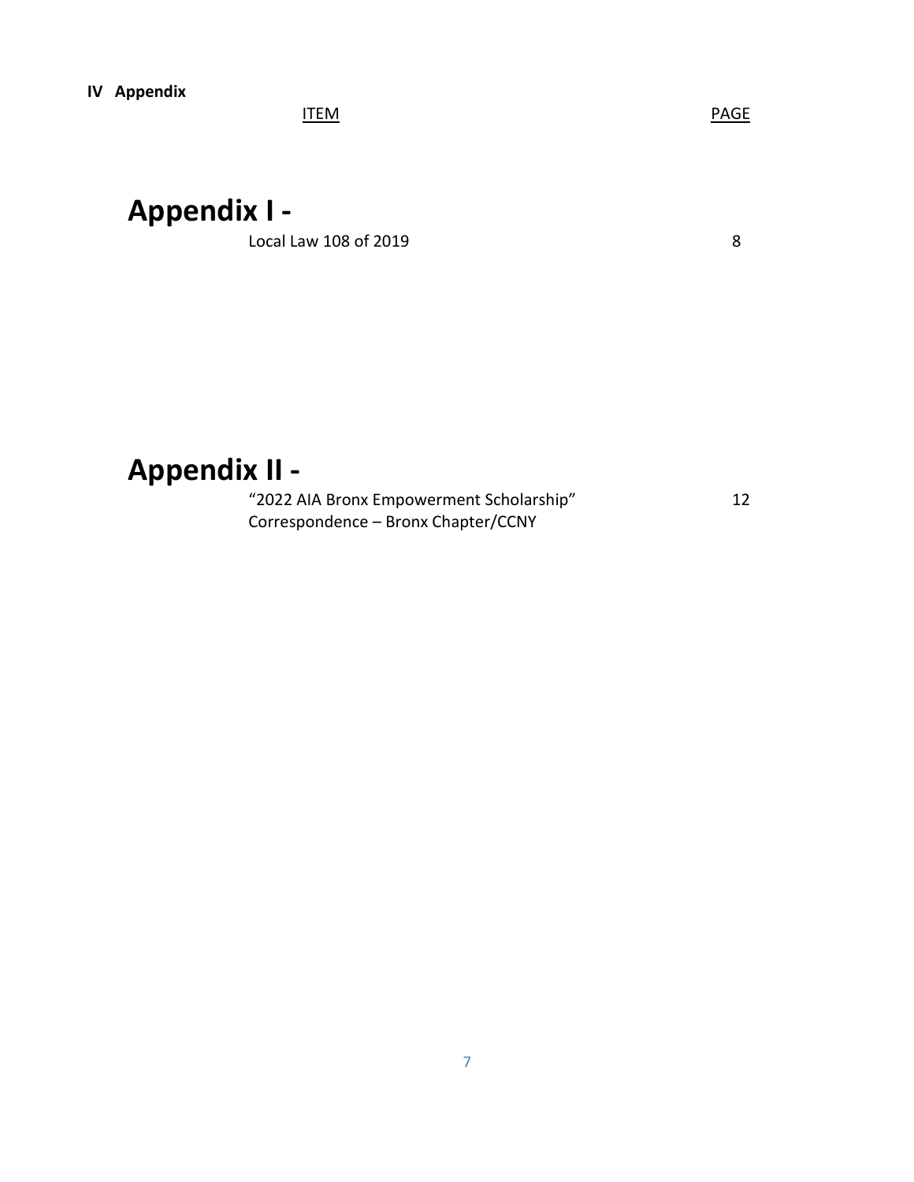**IV Appendix**

| ITEM | PAGE |
| --- | --- |
| **Appendix I -** | |
| Local Law 108 of 2019 | 8 |
| **Appendix II -** | |
| “2022 AIA Bronx Empowerment Scholarship” Correspondence – Bronx Chapter/CCNY | 12 |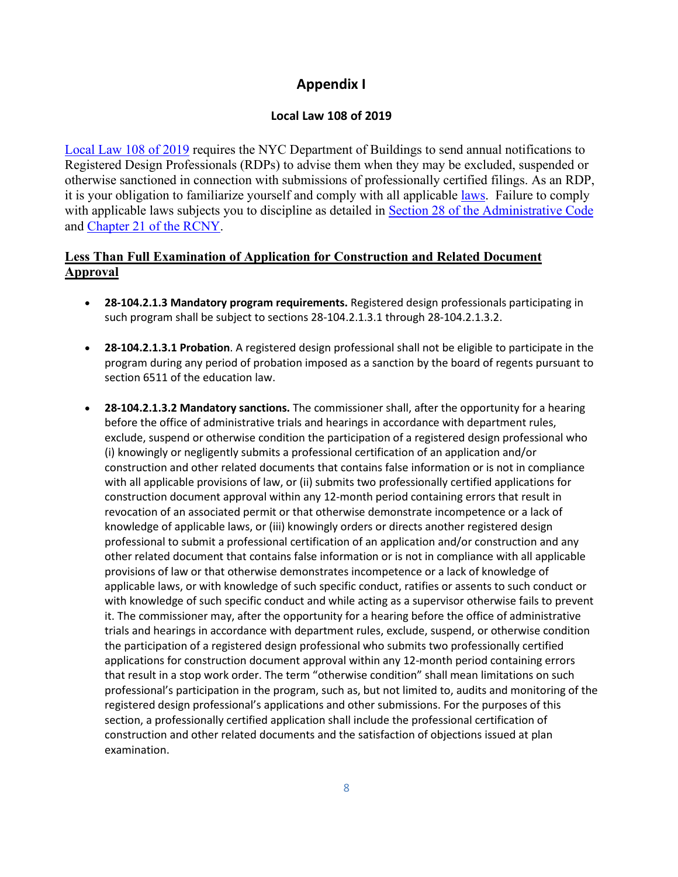# Appendix I

## Local Law 108 of 2019

[Local Law 108 of 2019](#) requires the NYC Department of Buildings to send annual notifications to Registered Design Professionals (RDPs) to advise them when they may be excluded, suspended or otherwise sanctioned in connection with submissions of professionally certified filings. As an RDP, it is your obligation to familiarize yourself and comply with all applicable [laws](#). Failure to comply with applicable laws subjects you to discipline as detailed in [Section 28 of the Administrative Code](#) and [Chapter 21 of the RCNY](#).

### <u>Less Than Full Examination of Application for Construction and Related Document Approval</u>

- **28-104.2.1.3 Mandatory program requirements.** Registered design professionals participating in such program shall be subject to sections 28-104.2.1.3.1 through 28-104.2.1.3.2.

- **28-104.2.1.3.1 Probation**. A registered design professional shall not be eligible to participate in the program during any period of probation imposed as a sanction by the board of regents pursuant to section 6511 of the education law.

- **28-104.2.1.3.2 Mandatory sanctions.** The commissioner shall, after the opportunity for a hearing before the office of administrative trials and hearings in accordance with department rules, exclude, suspend or otherwise condition the participation of a registered design professional who (i) knowingly or negligently submits a professional certification of an application and/or construction and other related documents that contains false information or is not in compliance with all applicable provisions of law, or (ii) submits two professionally certified applications for construction document approval within any 12-month period containing errors that result in revocation of an associated permit or that otherwise demonstrate incompetence or a lack of knowledge of applicable laws, or (iii) knowingly orders or directs another registered design professional to submit a professional certification of an application and/or construction and any other related document that contains false information or is not in compliance with all applicable provisions of law or that otherwise demonstrates incompetence or a lack of knowledge of applicable laws, or with knowledge of such specific conduct, ratifies or assents to such conduct or with knowledge of such specific conduct and while acting as a supervisor otherwise fails to prevent it. The commissioner may, after the opportunity for a hearing before the office of administrative trials and hearings in accordance with department rules, exclude, suspend, or otherwise condition the participation of a registered design professional who submits two professionally certified applications for construction document approval within any 12-month period containing errors that result in a stop work order. The term "otherwise condition" shall mean limitations on such professional's participation in the program, such as, but not limited to, audits and monitoring of the registered design professional's applications and other submissions. For the purposes of this section, a professionally certified application shall include the professional certification of construction and other related documents and the satisfaction of objections issued at plan examination.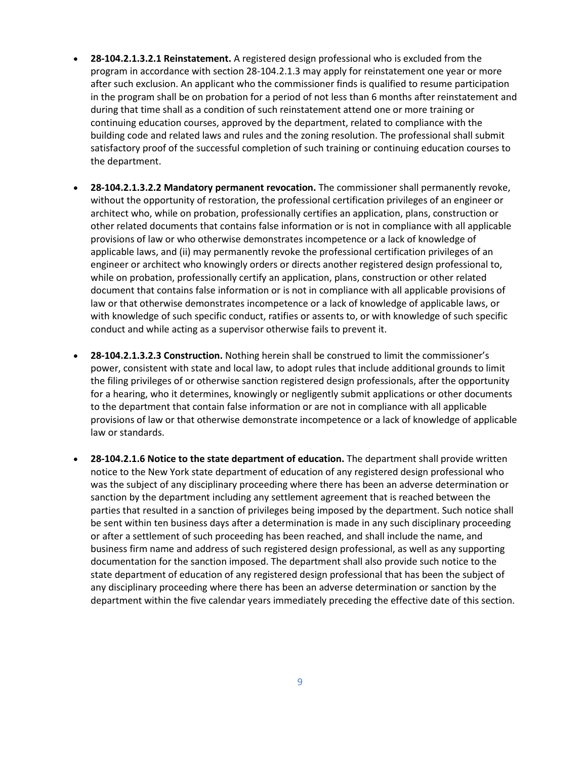- **28-104.2.1.3.2.1 Reinstatement.** A registered design professional who is excluded from the program in accordance with section 28-104.2.1.3 may apply for reinstatement one year or more after such exclusion. An applicant who the commissioner finds is qualified to resume participation in the program shall be on probation for a period of not less than 6 months after reinstatement and during that time shall as a condition of such reinstatement attend one or more training or continuing education courses, approved by the department, related to compliance with the building code and related laws and rules and the zoning resolution. The professional shall submit satisfactory proof of the successful completion of such training or continuing education courses to the department.

- **28-104.2.1.3.2.2 Mandatory permanent revocation.** The commissioner shall permanently revoke, without the opportunity of restoration, the professional certification privileges of an engineer or architect who, while on probation, professionally certifies an application, plans, construction or other related documents that contains false information or is not in compliance with all applicable provisions of law or who otherwise demonstrates incompetence or a lack of knowledge of applicable laws, and (ii) may permanently revoke the professional certification privileges of an engineer or architect who knowingly orders or directs another registered design professional to, while on probation, professionally certify an application, plans, construction or other related document that contains false information or is not in compliance with all applicable provisions of law or that otherwise demonstrates incompetence or a lack of knowledge of applicable laws, or with knowledge of such specific conduct, ratifies or assents to, or with knowledge of such specific conduct and while acting as a supervisor otherwise fails to prevent it.

- **28-104.2.1.3.2.3 Construction.** Nothing herein shall be construed to limit the commissioner's power, consistent with state and local law, to adopt rules that include additional grounds to limit the filing privileges of or otherwise sanction registered design professionals, after the opportunity for a hearing, who it determines, knowingly or negligently submit applications or other documents to the department that contain false information or are not in compliance with all applicable provisions of law or that otherwise demonstrate incompetence or a lack of knowledge of applicable law or standards.

- **28-104.2.1.6 Notice to the state department of education.** The department shall provide written notice to the New York state department of education of any registered design professional who was the subject of any disciplinary proceeding where there has been an adverse determination or sanction by the department including any settlement agreement that is reached between the parties that resulted in a sanction of privileges being imposed by the department. Such notice shall be sent within ten business days after a determination is made in any such disciplinary proceeding or after a settlement of such proceeding has been reached, and shall include the name, and business firm name and address of such registered design professional, as well as any supporting documentation for the sanction imposed. The department shall also provide such notice to the state department of education of any registered design professional that has been the subject of any disciplinary proceeding where there has been an adverse determination or sanction by the department within the five calendar years immediately preceding the effective date of this section.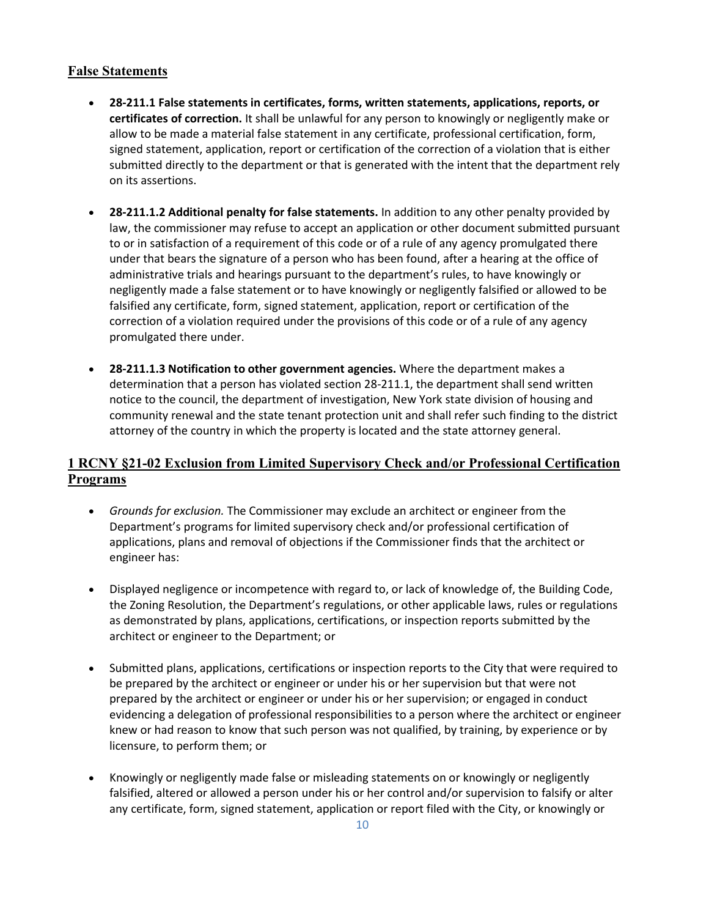## False Statements

- **28-211.1 False statements in certificates, forms, written statements, applications, reports, or certificates of correction.** It shall be unlawful for any person to knowingly or negligently make or allow to be made a material false statement in any certificate, professional certification, form, signed statement, application, report or certification of the correction of a violation that is either submitted directly to the department or that is generated with the intent that the department rely on its assertions.

- **28-211.1.2 Additional penalty for false statements.** In addition to any other penalty provided by law, the commissioner may refuse to accept an application or other document submitted pursuant to or in satisfaction of a requirement of this code or of a rule of any agency promulgated there under that bears the signature of a person who has been found, after a hearing at the office of administrative trials and hearings pursuant to the department's rules, to have knowingly or negligently made a false statement or to have knowingly or negligently falsified or allowed to be falsified any certificate, form, signed statement, application, report or certification of the correction of a violation required under the provisions of this code or of a rule of any agency promulgated there under.

- **28-211.1.3 Notification to other government agencies.** Where the department makes a determination that a person has violated section 28-211.1, the department shall send written notice to the council, the department of investigation, New York state division of housing and community renewal and the state tenant protection unit and shall refer such finding to the district attorney of the country in which the property is located and the state attorney general.

## 1 RCNY §21-02 Exclusion from Limited Supervisory Check and/or Professional Certification Programs

- *Grounds for exclusion.* The Commissioner may exclude an architect or engineer from the Department's programs for limited supervisory check and/or professional certification of applications, plans and removal of objections if the Commissioner finds that the architect or engineer has:

- Displayed negligence or incompetence with regard to, or lack of knowledge of, the Building Code, the Zoning Resolution, the Department's regulations, or other applicable laws, rules or regulations as demonstrated by plans, applications, certifications, or inspection reports submitted by the architect or engineer to the Department; or

- Submitted plans, applications, certifications or inspection reports to the City that were required to be prepared by the architect or engineer or under his or her supervision but that were not prepared by the architect or engineer or under his or her supervision; or engaged in conduct evidencing a delegation of professional responsibilities to a person where the architect or engineer knew or had reason to know that such person was not qualified, by training, by experience or by licensure, to perform them; or

- Knowingly or negligently made false or misleading statements on or knowingly or negligently falsified, altered or allowed a person under his or her control and/or supervision to falsify or alter any certificate, form, signed statement, application or report filed with the City, or knowingly or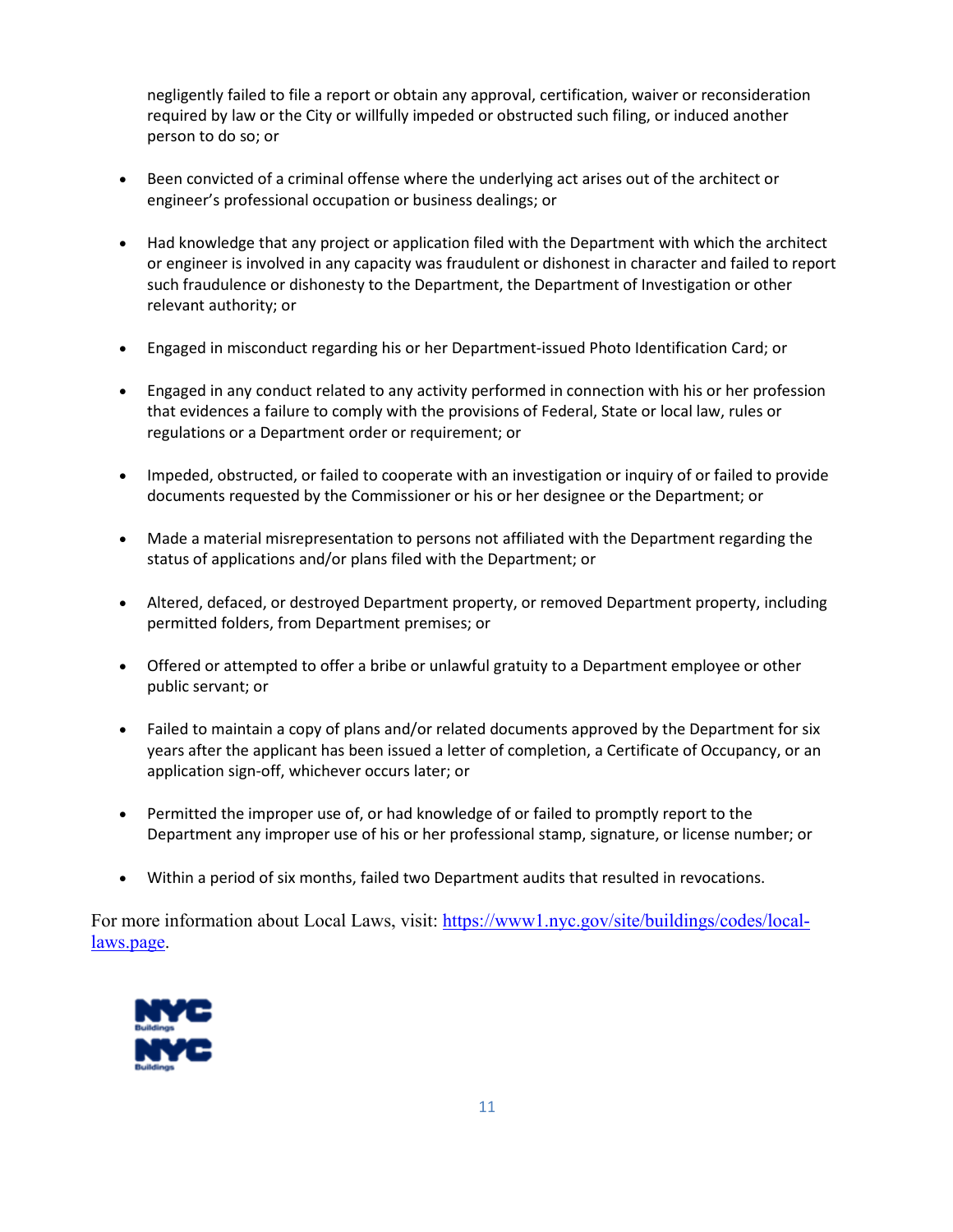negligently failed to file a report or obtain any approval, certification, waiver or reconsideration required by law or the City or willfully impeded or obstructed such filing, or induced another person to do so; or

- Been convicted of a criminal offense where the underlying act arises out of the architect or engineer's professional occupation or business dealings; or
- Had knowledge that any project or application filed with the Department with which the architect or engineer is involved in any capacity was fraudulent or dishonest in character and failed to report such fraudulence or dishonesty to the Department, the Department of Investigation or other relevant authority; or
- Engaged in misconduct regarding his or her Department-issued Photo Identification Card; or
- Engaged in any conduct related to any activity performed in connection with his or her profession that evidences a failure to comply with the provisions of Federal, State or local law, rules or regulations or a Department order or requirement; or
- Impeded, obstructed, or failed to cooperate with an investigation or inquiry of or failed to provide documents requested by the Commissioner or his or her designee or the Department; or
- Made a material misrepresentation to persons not affiliated with the Department regarding the status of applications and/or plans filed with the Department; or
- Altered, defaced, or destroyed Department property, or removed Department property, including permitted folders, from Department premises; or
- Offered or attempted to offer a bribe or unlawful gratuity to a Department employee or other public servant; or
- Failed to maintain a copy of plans and/or related documents approved by the Department for six years after the applicant has been issued a letter of completion, a Certificate of Occupancy, or an application sign-off, whichever occurs later; or
- Permitted the improper use of, or had knowledge of or failed to promptly report to the Department any improper use of his or her professional stamp, signature, or license number; or
- Within a period of six months, failed two Department audits that resulted in revocations.

For more information about Local Laws, visit: https://www1.nyc.gov/site/buildings/codes/local-laws.page.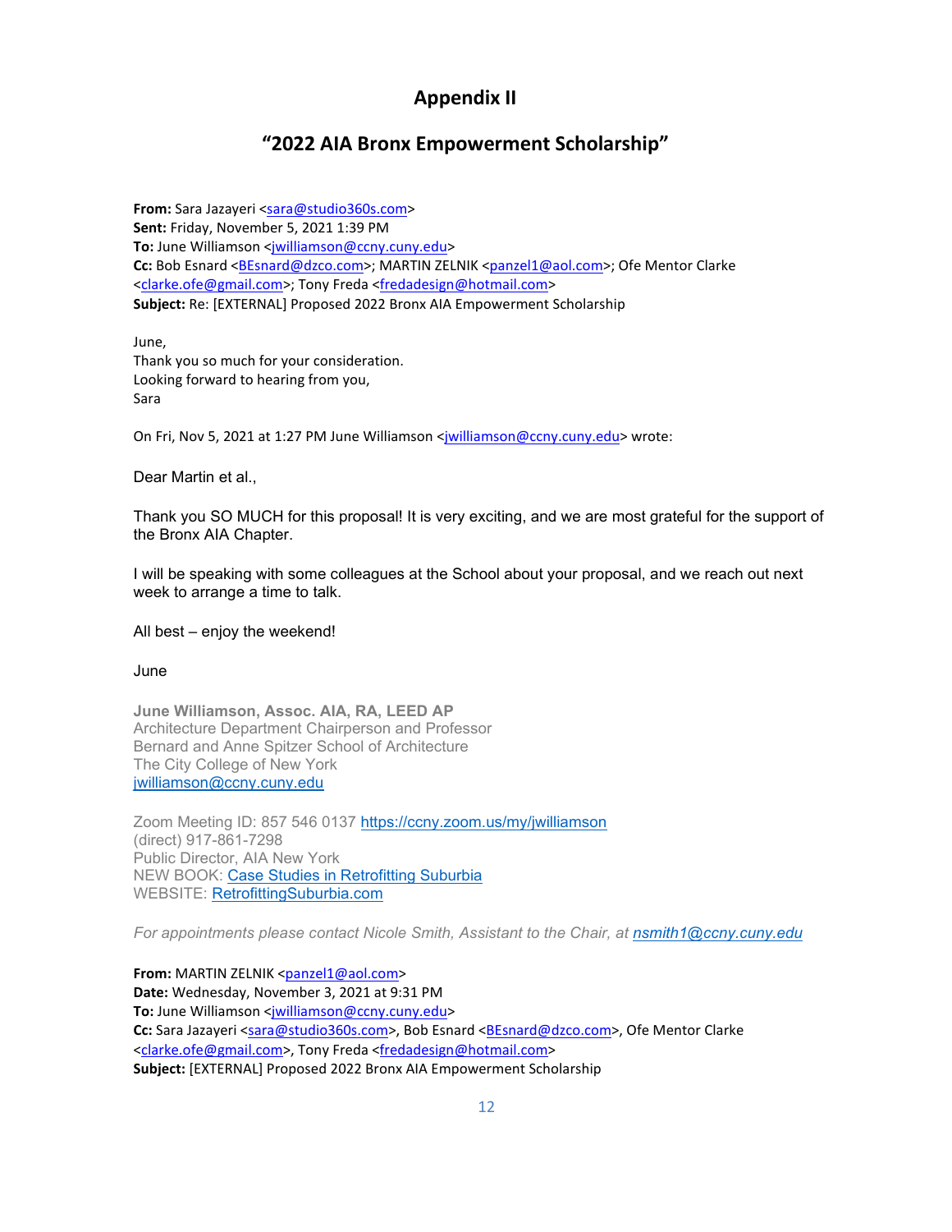# Appendix II

## "2022 AIA Bronx Empowerment Scholarship"

**From:** Sara Jazayeri <sara@studio360s.com>
**Sent:** Friday, November 5, 2021 1:39 PM
**To:** June Williamson <jwilliamson@ccny.cuny.edu>
**Cc:** Bob Esnard <BEsnard@dzco.com>; MARTIN ZELNIK <panzel1@aol.com>; Ofe Mentor Clarke <clarke.ofe@gmail.com>; Tony Freda <fredadesign@hotmail.com>
**Subject:** Re: [EXTERNAL] Proposed 2022 Bronx AIA Empowerment Scholarship

June,
Thank you so much for your consideration.
Looking forward to hearing from you,
Sara

On Fri, Nov 5, 2021 at 1:27 PM June Williamson <jwilliamson@ccny.cuny.edu> wrote:

Dear Martin et al.,

Thank you SO MUCH for this proposal! It is very exciting, and we are most grateful for the support of the Bronx AIA Chapter.

I will be speaking with some colleagues at the School about your proposal, and we reach out next week to arrange a time to talk.

All best – enjoy the weekend!

June

**June Williamson, Assoc. AIA, RA, LEED AP**
Architecture Department Chairperson and Professor
Bernard and Anne Spitzer School of Architecture
The City College of New York
jwilliamson@ccny.cuny.edu

Zoom Meeting ID: 857 546 0137 https://ccny.zoom.us/my/jwilliamson
(direct) 917-861-7298
Public Director, AIA New York
NEW BOOK: Case Studies in Retrofitting Suburbia
WEBSITE: RetrofittingSuburbia.com

*For appointments please contact Nicole Smith, Assistant to the Chair, at nsmith1@ccny.cuny.edu*

**From:** MARTIN ZELNIK <panzel1@aol.com>
**Date:** Wednesday, November 3, 2021 at 9:31 PM
**To:** June Williamson <jwilliamson@ccny.cuny.edu>
**Cc:** Sara Jazayeri <sara@studio360s.com>, Bob Esnard <BEsnard@dzco.com>, Ofe Mentor Clarke <clarke.ofe@gmail.com>, Tony Freda <fredadesign@hotmail.com>
**Subject:** [EXTERNAL] Proposed 2022 Bronx AIA Empowerment Scholarship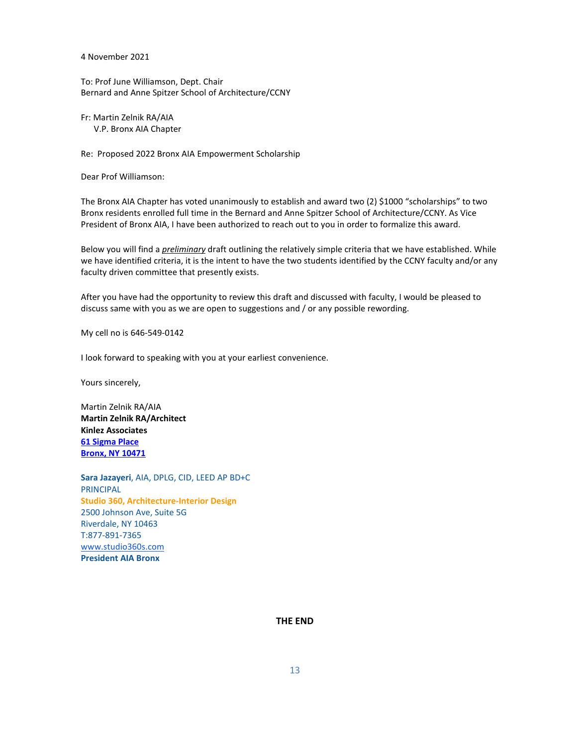4 November 2021

To: Prof June Williamson, Dept. Chair
Bernard and Anne Spitzer School of Architecture/CCNY

Fr: Martin Zelnik RA/AIA
V.P. Bronx AIA Chapter

Re: Proposed 2022 Bronx AIA Empowerment Scholarship

Dear Prof Williamson:

The Bronx AIA Chapter has voted unanimously to establish and award two (2) $1000 “scholarships” to two Bronx residents enrolled full time in the Bernard and Anne Spitzer School of Architecture/CCNY. As Vice President of Bronx AIA, I have been authorized to reach out to you in order to formalize this award.

Below you will find a ***preliminary*** draft outlining the relatively simple criteria that we have established. While we have identified criteria, it is the intent to have the two students identified by the CCNY faculty and/or any faculty driven committee that presently exists.

After you have had the opportunity to review this draft and discussed with faculty, I would be pleased to discuss same with you as we are open to suggestions and / or any possible rewording.

My cell no is 646-549-0142

I look forward to speaking with you at your earliest convenience.

Yours sincerely,

Martin Zelnik RA/AIA
**Martin Zelnik RA/Architect**
**Kinlez Associates**
**61 Sigma Place**
**Bronx, NY 10471**

**Sara Jazayeri**, AIA, DPLG, CID, LEED AP BD+C
PRINCIPAL
**Studio 360, Architecture-Interior Design**
2500 Johnson Ave, Suite 5G
Riverdale, NY 10463
T:877-891-7365
www.studio360s.com
**President AIA Bronx**

**THE END**